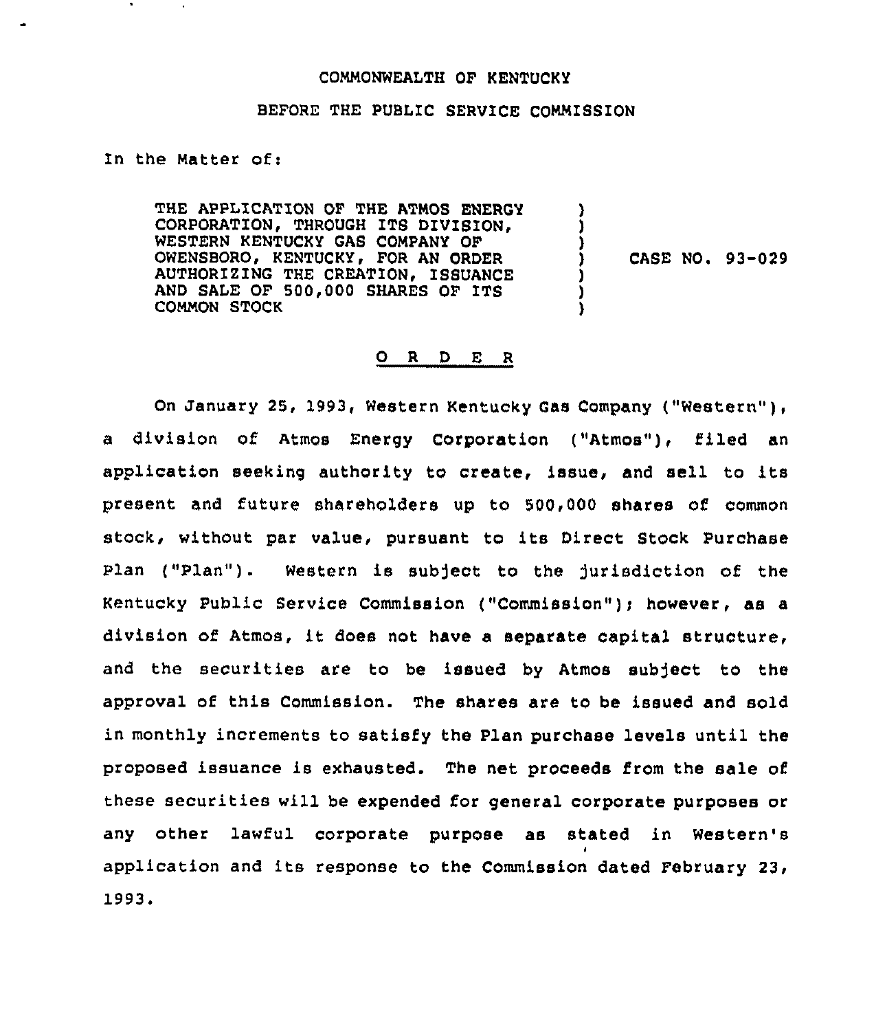COMMONWEALTH OF KENTUCKY

BEFORE THE PUBLIC SERVICE COMMISSION

In the Matter of:

| | | |
|---|---|---|
| THE APPLICATION OF THE ATMOS ENERGY CORPORATION, THROUGH ITS DIVISION, WESTERN KENTUCKY GAS COMPANY OF OWENSBORO, KENTUCKY, FOR AN ORDER AUTHORIZING THE CREATION, ISSUANCE AND SALE OF 500,000 SHARES OF ITS COMMON STOCK | ) | CASE NO. 93-029 |

## O R D E R

On January 25, 1993, Western Kentucky Gas Company ("Western"), a division of Atmos Energy Corporation ("Atmos"), filed an application seeking authority to create, issue, and sell to its present and future shareholders up to 500,000 shares of common stock, without par value, pursuant to its Direct Stock Purchase Plan ("Plan"). Western is subject to the jurisdiction of the Kentucky Public Service Commission ("Commission"); however, as a division of Atmos, it does not have a separate capital structure, and the securities are to be issued by Atmos subject to the approval of this Commission. The shares are to be issued and sold in monthly increments to satisfy the Plan purchase levels until the proposed issuance is exhausted. The net proceeds from the sale of these securities will be expended for general corporate purposes or any other lawful corporate purpose as stated in Western's application and its response to the Commission dated February 23, 1993.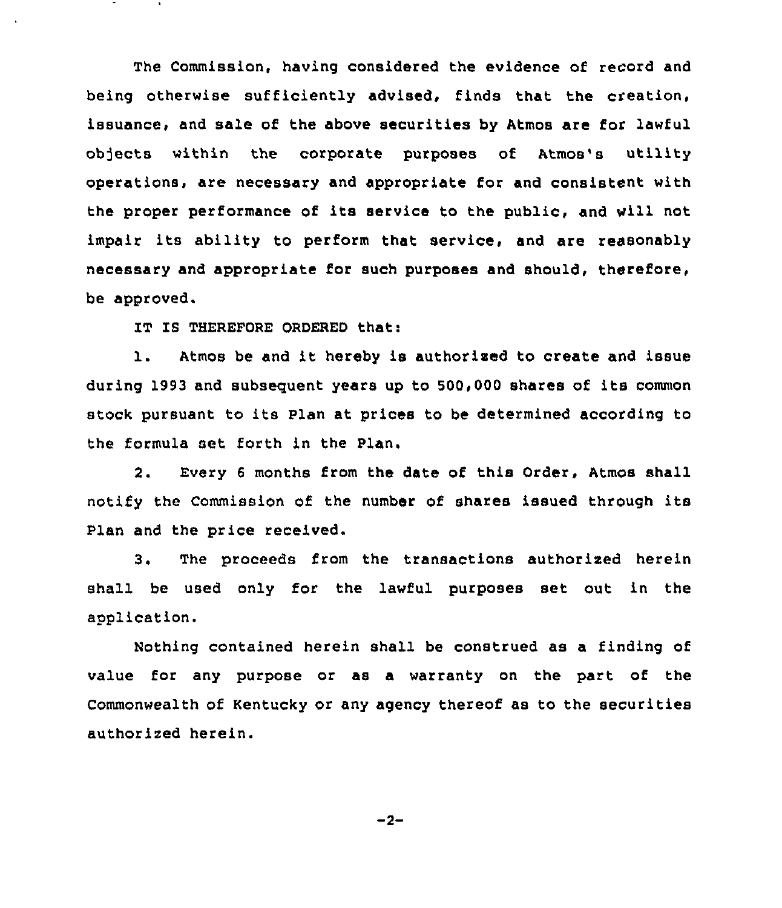The Commission, having considered the evidence of record and being otherwise sufficiently advised, finds that the creation, issuance, and sale of the above securities by Atmos are for lawful objects within the corporate purposes of Atmos's utility operations, are necessary and appropriate for and consistent with the proper performance of its service to the public, and will not impair its ability to perform that service, and are reasonably necessary and appropriate for such purposes and should, therefore, be approved.

IT IS THEREFORE ORDERED that:

1. Atmos be and it hereby is authorized to create and issue during 1993 and subsequent years up to 500,000 shares of its common stock pursuant to its Plan at prices to be determined according to the formula set forth in the Plan.

2. Every 6 months from the date of this Order, Atmos shall notify the Commission of the number of shares issued through its Plan and the price received.

3. The proceeds from the transactions authorized herein shall be used only for the lawful purposes set out in the application.

Nothing contained herein shall be construed as a finding of value for any purpose or as a warranty on the part of the Commonwealth of Kentucky or any agency thereof as to the securities authorized herein.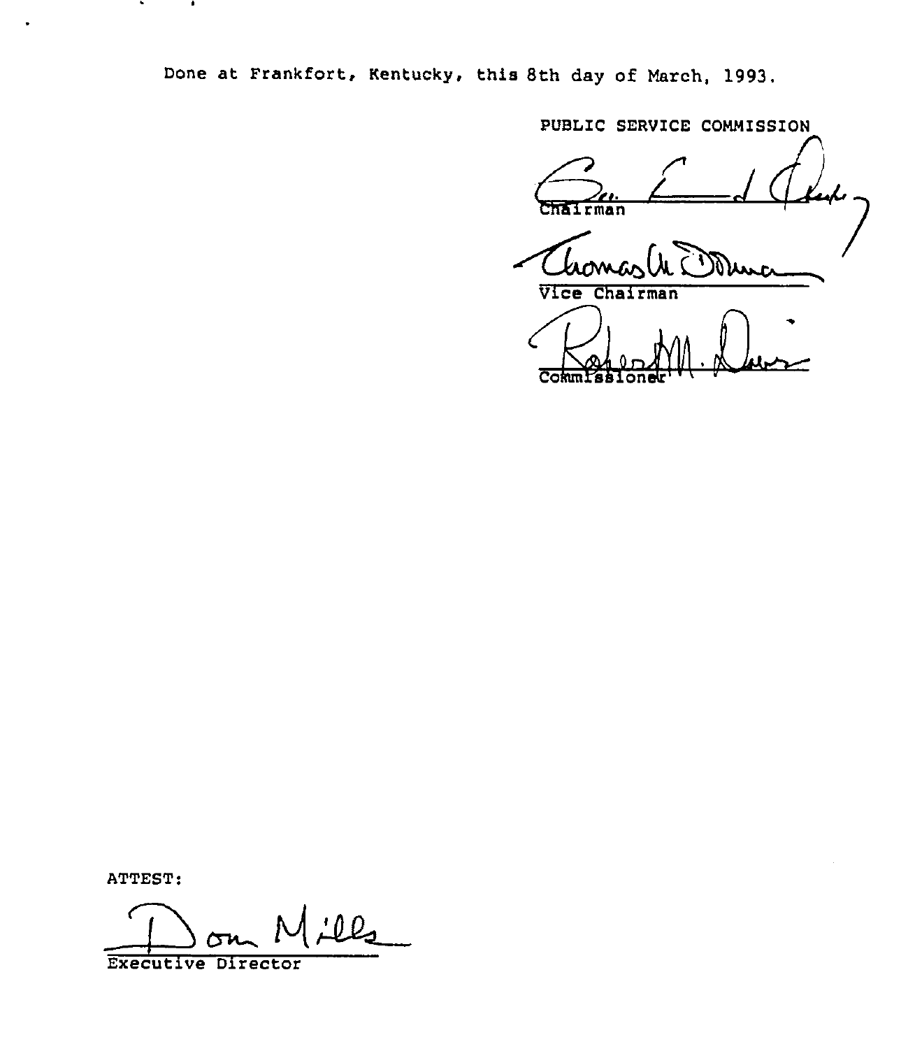Done at Frankfort, Kentucky, this 8th day of March, 1993.

PUBLIC SERVICE COMMISSION

Chairman

Vice Chairman

Commissioner

ATTEST:

Executive Director